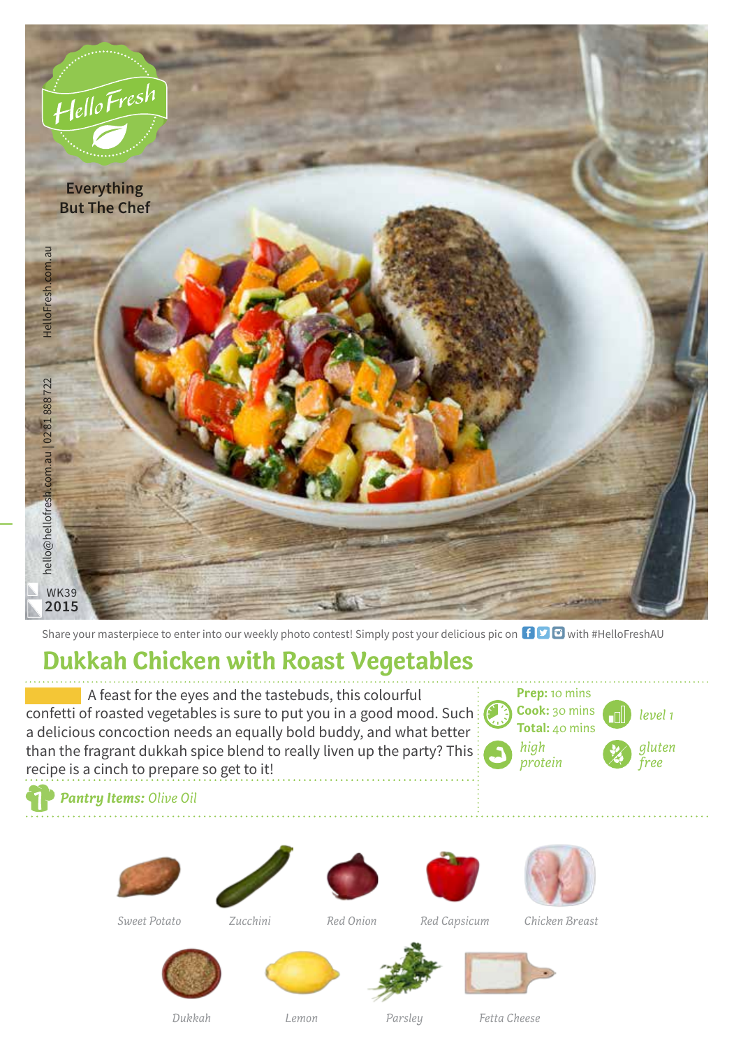HelloFresh

Everything But The Chef

HelloFresh.com.au

hello@hellofresh.com.au | 02 81 888 722

WK39 2015

Share your masterpiece to enter into our weekly photo contest! Simply post your delicious pic on with #HelloFreshAU

# Dukkah Chicken with Roast Vegetables

A feast for the eyes and the tastebuds, this colourful confetti of roasted vegetables is sure to put you in a good mood. Such a delicious concoction needs an equally bold buddy, and what better than the fragrant dukkah spice blend to really liven up the party? This recipe is a cinch to prepare so get to it!

**Prep:** 10 mins
**Cook:** 30 mins
**Total:** 40 mins

level 1

high protein

gluten free

***Pantry Items:*** *Olive Oil*

*Sweet Potato*

*Zucchini*

*Red Onion*

*Red Capsicum*

*Chicken Breast*

*Dukkah*

*Lemon*

*Parsley*

*Fetta Cheese*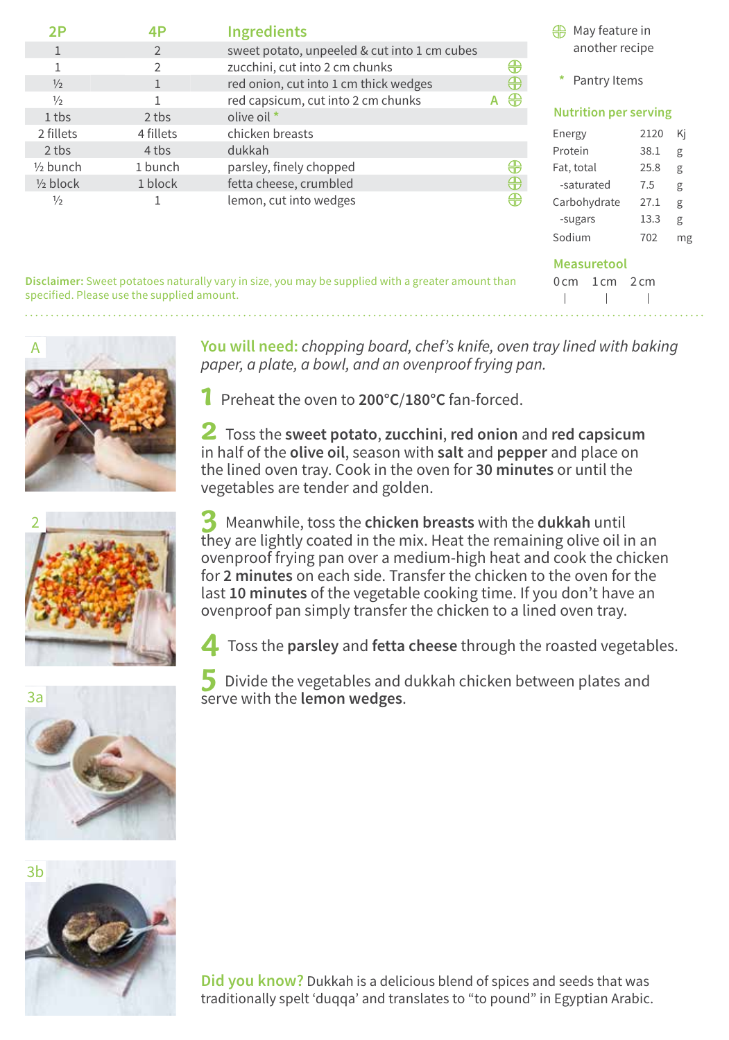| 2P | 4P | Ingredients | |
| --- | --- | --- | --- |
| 1 | 2 | sweet potato, unpeeled & cut into 1 cm cubes | |
| 1 | 2 | zucchini, cut into 2 cm chunks | ⊕ |
| ½ | 1 | red onion, cut into 1 cm thick wedges | ⊕ |
| ½ | 1 | red capsicum, cut into 2 cm chunks | A ⊕ |
| 1 tbs | 2 tbs | olive oil * | |
| 2 fillets | 4 fillets | chicken breasts | |
| 2 tbs | 4 tbs | dukkah | |
| ½ bunch | 1 bunch | parsley, finely chopped | ⊕ |
| ½ block | 1 block | fetta cheese, crumbled | ⊕ |
| ½ | 1 | lemon, cut into wedges | ⊕ |

⊕ May feature in another recipe

\* Pantry Items

**Nutrition per serving**

| | | |
| --- | --- | --- |
| Energy | 2120 | Kj |
| Protein | 38.1 | g |
| Fat, total | 25.8 | g |
| -saturated | 7.5 | g |
| Carbohydrate | 27.1 | g |
| -sugars | 13.3 | g |
| Sodium | 702 | mg |

**Measuretool**

0 cm 1 cm 2 cm

**Disclaimer:** Sweet potatoes naturally vary in size, you may be supplied with a greater amount than specified. Please use the supplied amount.

A

2

3a

3b

**You will need:** *chopping board, chef's knife, oven tray lined with baking paper, a plate, a bowl, and an ovenproof frying pan.*

**1** Preheat the oven to **200°C/180°C** fan-forced.

**2** Toss the **sweet potato**, **zucchini**, **red onion** and **red capsicum** in half of the **olive oil**, season with **salt** and **pepper** and place on the lined oven tray. Cook in the oven for **30 minutes** or until the vegetables are tender and golden.

**3** Meanwhile, toss the **chicken breasts** with the **dukkah** until they are lightly coated in the mix. Heat the remaining olive oil in an ovenproof frying pan over a medium-high heat and cook the chicken for **2 minutes** on each side. Transfer the chicken to the oven for the last **10 minutes** of the vegetable cooking time. If you don't have an ovenproof pan simply transfer the chicken to a lined oven tray.

**4** Toss the **parsley** and **fetta cheese** through the roasted vegetables.

**5** Divide the vegetables and dukkah chicken between plates and serve with the **lemon wedges**.

**Did you know?** Dukkah is a delicious blend of spices and seeds that was traditionally spelt 'duqqa' and translates to "to pound" in Egyptian Arabic.